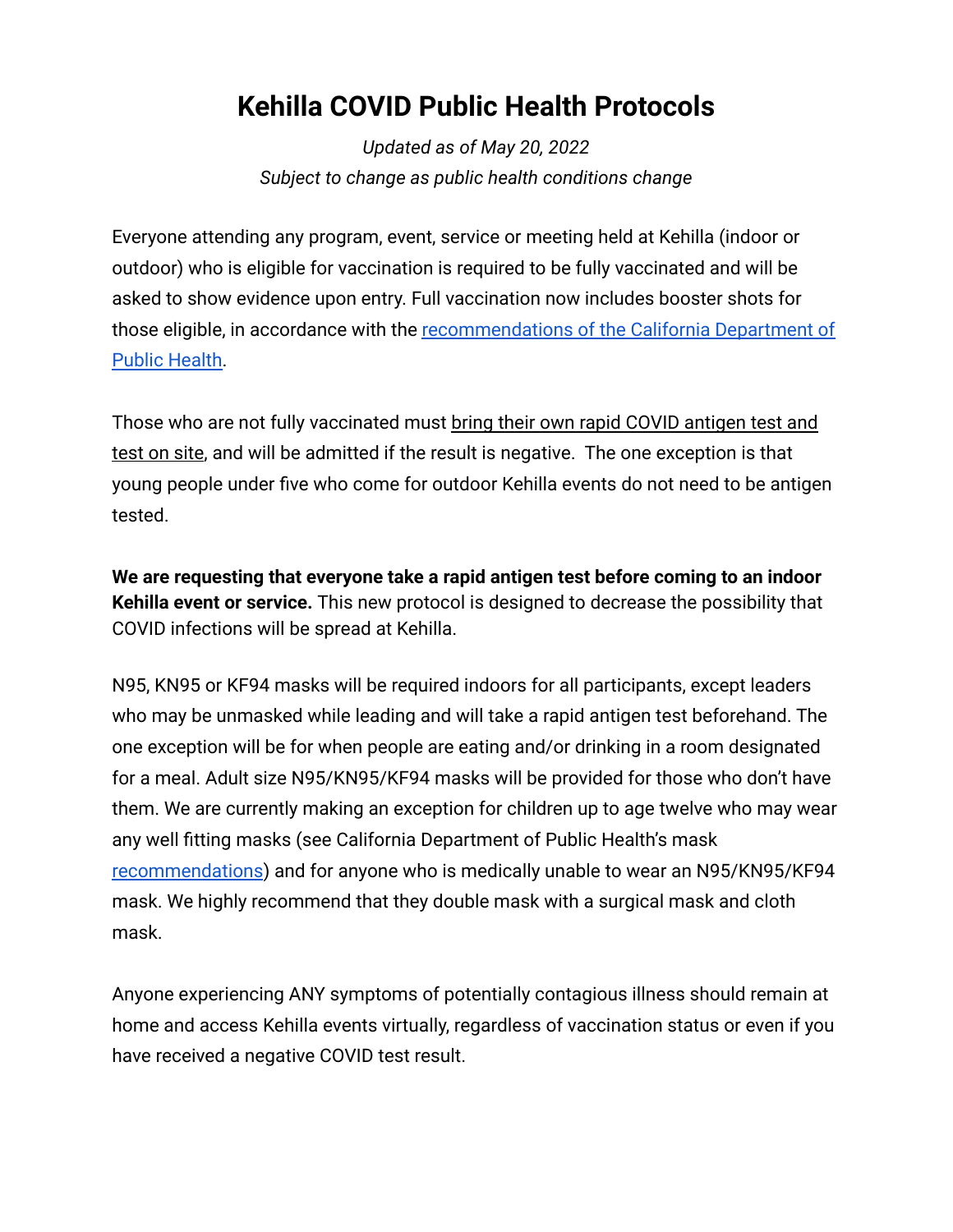# Kehilla COVID Public Health Protocols

*Updated as of May 20, 2022*
*Subject to change as public health conditions change*

Everyone attending any program, event, service or meeting held at Kehilla (indoor or outdoor) who is eligible for vaccination is required to be fully vaccinated and will be asked to show evidence upon entry. Full vaccination now includes booster shots for those eligible, in accordance with the recommendations of the California Department of Public Health.

Those who are not fully vaccinated must bring their own rapid COVID antigen test and test on site, and will be admitted if the result is negative. The one exception is that young people under five who come for outdoor Kehilla events do not need to be antigen tested.

**We are requesting that everyone take a rapid antigen test before coming to an indoor Kehilla event or service.** This new protocol is designed to decrease the possibility that COVID infections will be spread at Kehilla.

N95, KN95 or KF94 masks will be required indoors for all participants, except leaders who may be unmasked while leading and will take a rapid antigen test beforehand. The one exception will be for when people are eating and/or drinking in a room designated for a meal. Adult size N95/KN95/KF94 masks will be provided for those who don't have them. We are currently making an exception for children up to age twelve who may wear any well fitting masks (see California Department of Public Health's mask recommendations) and for anyone who is medically unable to wear an N95/KN95/KF94 mask. We highly recommend that they double mask with a surgical mask and cloth mask.

Anyone experiencing ANY symptoms of potentially contagious illness should remain at home and access Kehilla events virtually, regardless of vaccination status or even if you have received a negative COVID test result.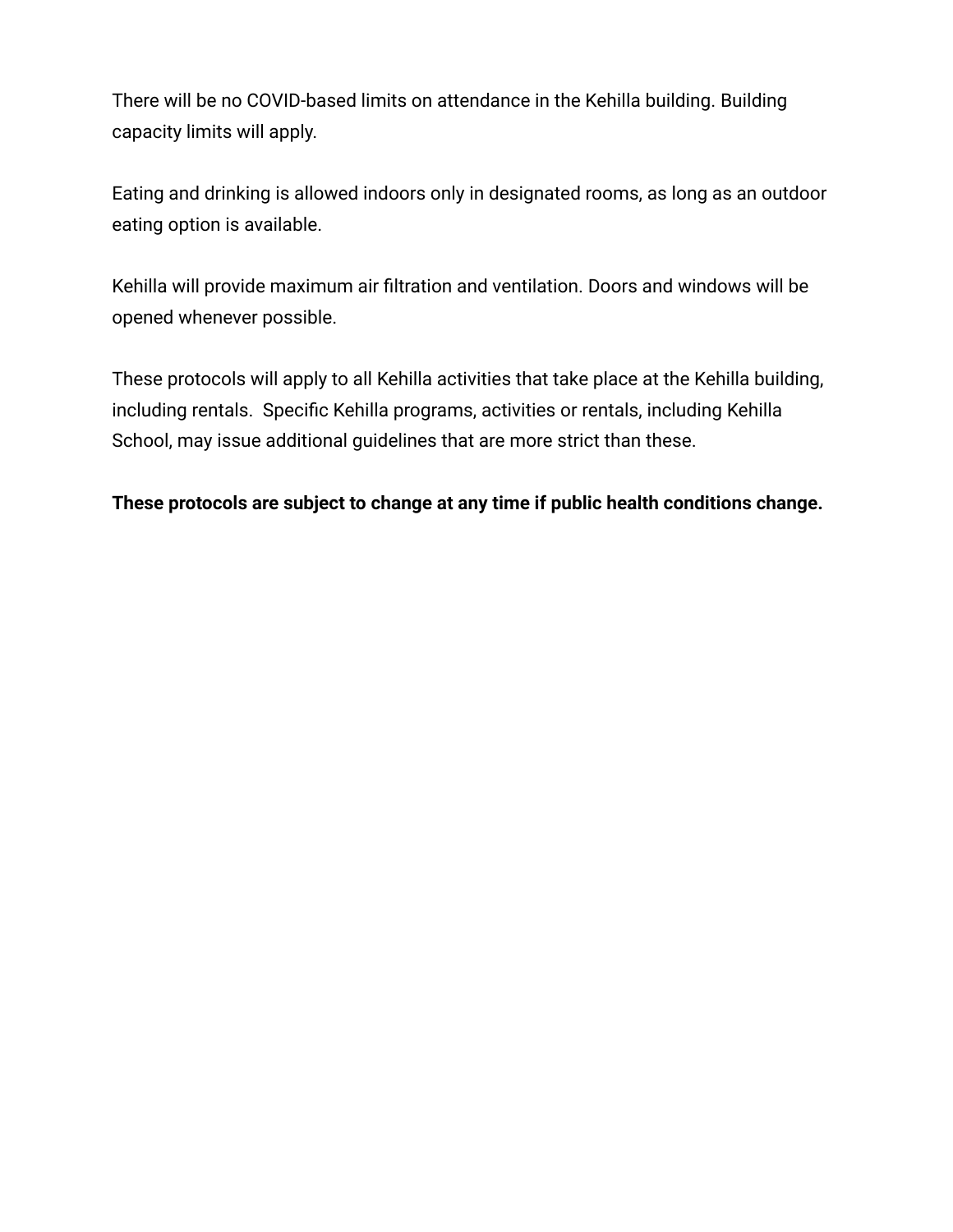There will be no COVID-based limits on attendance in the Kehilla building. Building capacity limits will apply.

Eating and drinking is allowed indoors only in designated rooms, as long as an outdoor eating option is available.

Kehilla will provide maximum air filtration and ventilation. Doors and windows will be opened whenever possible.

These protocols will apply to all Kehilla activities that take place at the Kehilla building, including rentals. Specific Kehilla programs, activities or rentals, including Kehilla School, may issue additional guidelines that are more strict than these.

**These protocols are subject to change at any time if public health conditions change.**